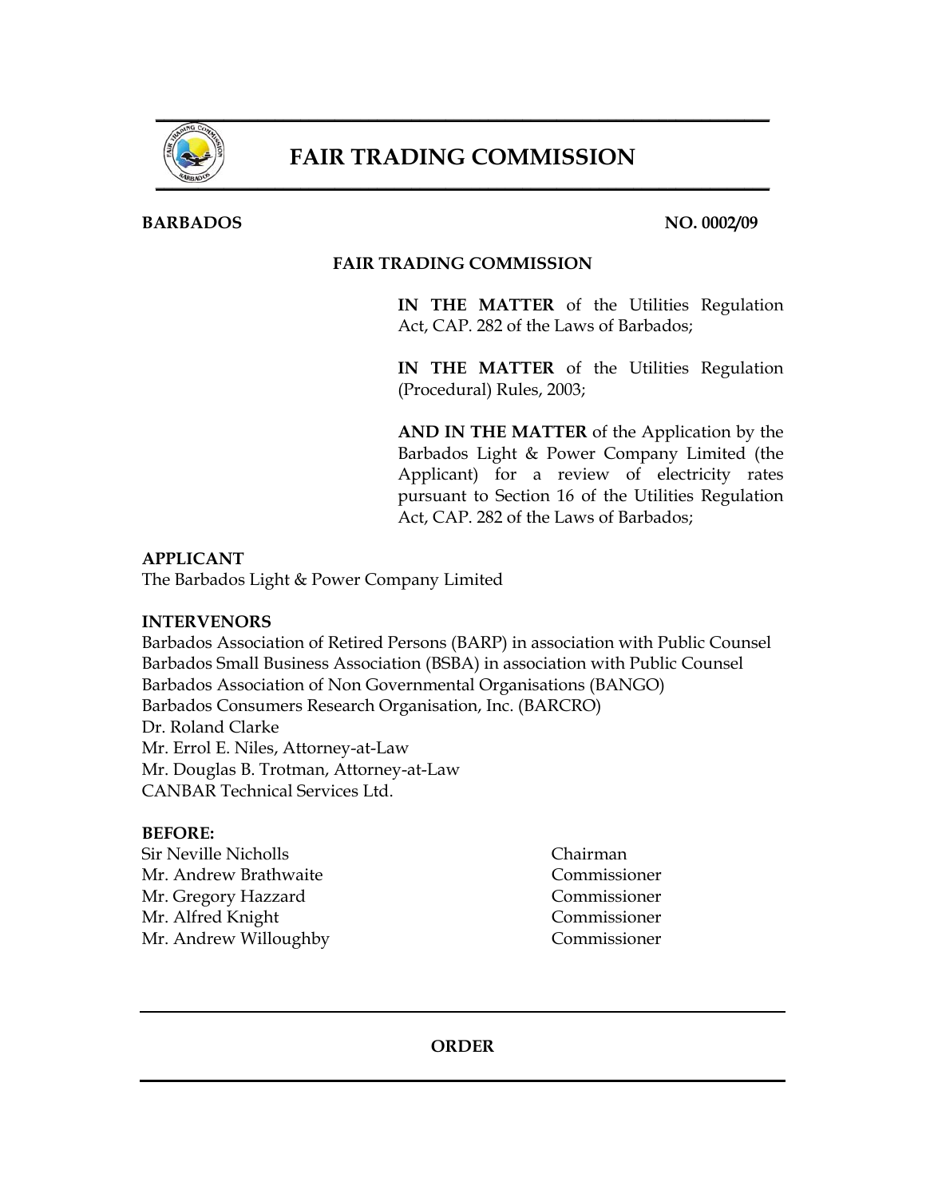# FAIR TRADING COMMISSION

**BARBADOS** **NO. 0002/09**

**FAIR TRADING COMMISSION**

**IN THE MATTER** of the Utilities Regulation Act, CAP. 282 of the Laws of Barbados;

**IN THE MATTER** of the Utilities Regulation (Procedural) Rules, 2003;

**AND IN THE MATTER** of the Application by the Barbados Light & Power Company Limited (the Applicant) for a review of electricity rates pursuant to Section 16 of the Utilities Regulation Act, CAP. 282 of the Laws of Barbados;

**APPLICANT**

The Barbados Light & Power Company Limited

**INTERVENORS**

Barbados Association of Retired Persons (BARP) in association with Public Counsel
Barbados Small Business Association (BSBA) in association with Public Counsel
Barbados Association of Non Governmental Organisations (BANGO)
Barbados Consumers Research Organisation, Inc. (BARCRO)
Dr. Roland Clarke
Mr. Errol E. Niles, Attorney-at-Law
Mr. Douglas B. Trotman, Attorney-at-Law
CANBAR Technical Services Ltd.

**BEFORE:**

| | |
|---|---|
| Sir Neville Nicholls | Chairman |
| Mr. Andrew Brathwaite | Commissioner |
| Mr. Gregory Hazzard | Commissioner |
| Mr. Alfred Knight | Commissioner |
| Mr. Andrew Willoughby | Commissioner |

**ORDER**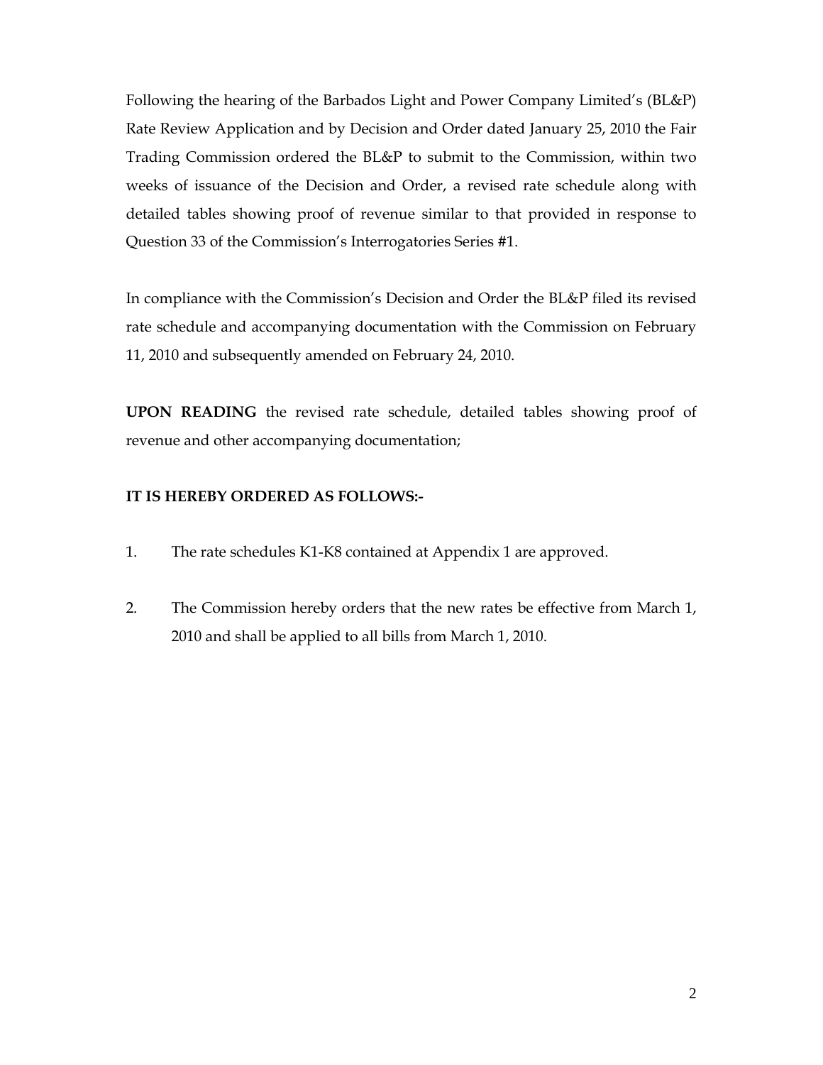Following the hearing of the Barbados Light and Power Company Limited's (BL&P) Rate Review Application and by Decision and Order dated January 25, 2010 the Fair Trading Commission ordered the BL&P to submit to the Commission, within two weeks of issuance of the Decision and Order, a revised rate schedule along with detailed tables showing proof of revenue similar to that provided in response to Question 33 of the Commission's Interrogatories Series #1.

In compliance with the Commission's Decision and Order the BL&P filed its revised rate schedule and accompanying documentation with the Commission on February 11, 2010 and subsequently amended on February 24, 2010.

**UPON READING** the revised rate schedule, detailed tables showing proof of revenue and other accompanying documentation;

**IT IS HEREBY ORDERED AS FOLLOWS:-**

1. The rate schedules K1-K8 contained at Appendix 1 are approved.

2. The Commission hereby orders that the new rates be effective from March 1, 2010 and shall be applied to all bills from March 1, 2010.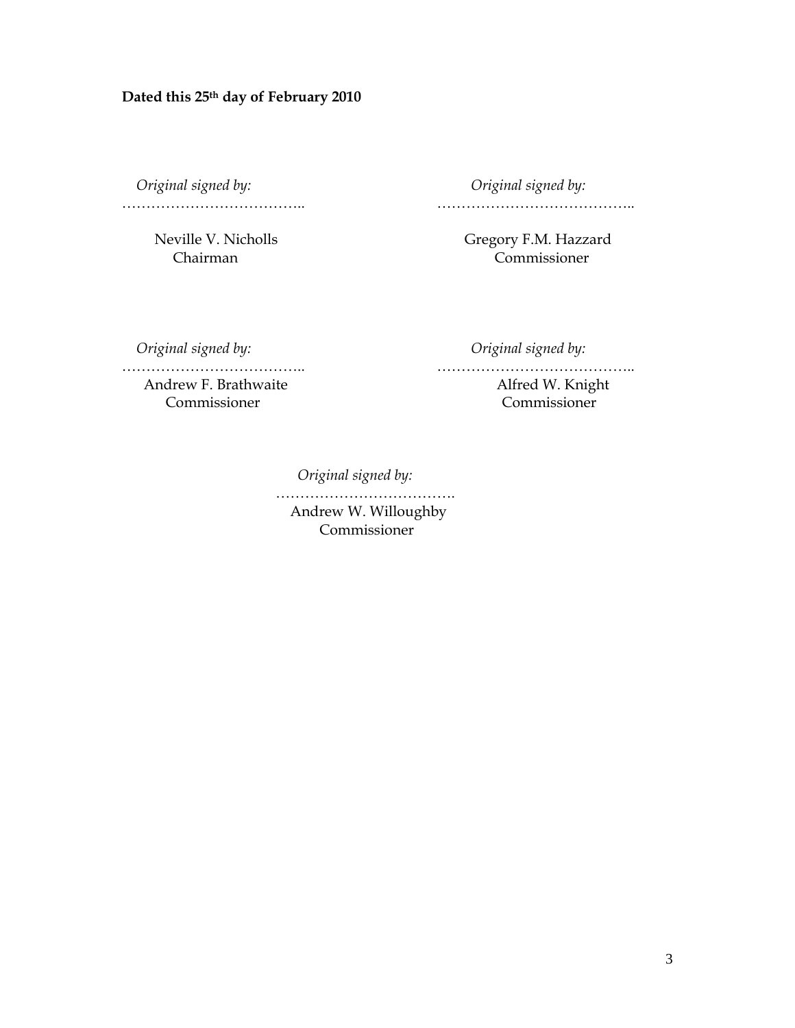**Dated this 25th day of February 2010**

*Original signed by:*

………………………………..

Neville V. Nicholls
Chairman

*Original signed by:*

…………………………………..

Gregory F.M. Hazzard
Commissioner

*Original signed by:*

………………………………..

Andrew F. Brathwaite
Commissioner

*Original signed by:*

…………………………………..

Alfred W. Knight
Commissioner

*Original signed by:*

……………………………….

Andrew W. Willoughby
Commissioner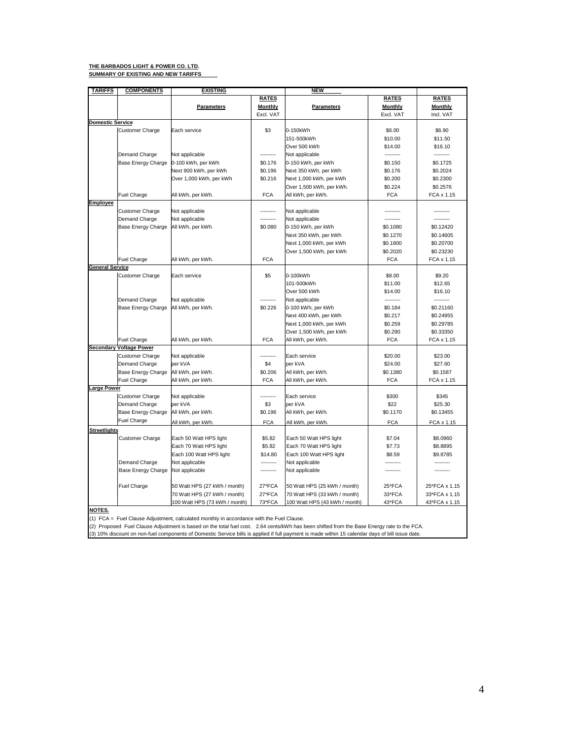**THE BARBADOS LIGHT & POWER CO. LTD.**
**SUMMARY OF EXISTING AND NEW TARIFFS**

| TARIFFS | COMPONENTS | EXISTING | | NEW | | |
|---|---|---|---|---|---|---|
| | | **Parameters** | **RATES Monthly** Excl. VAT | **Parameters** | **RATES Monthly** Excl. VAT | **RATES Monthly** Incl. VAT |
| **Domestic Service** | | | | | | |
| | Customer Charge | Each service | $3 | 0-150kWh | $6.00 | $6.90 |
| | | | | 151-500kWh | $10.00 | $11.50 |
| | | | | Over 500 kWh | $14.00 | $16.10 |
| | Demand Charge | Not applicable | --------- | Not applicable | --------- | --------- |
| | Base Energy Charge | 0-100 kWh, per kWh | $0.176 | 0-150 kWh, per kWh | $0.150 | $0.1725 |
| | | Next 900 kWh, per kWh | $0.196 | Next 350 kWh, per kWh | $0.176 | $0.2024 |
| | | Over 1,000 kWh, per kWh | $0.216 | Next 1,000 kWh, per kWh | $0.200 | $0.2300 |
| | | | | Over 1,500 kWh, per kWh. | $0.224 | $0.2576 |
| | Fuel Charge | All kWh, per kWh. | FCA | All kWh, per kWh. | FCA | FCA x 1.15 |
| **Employee** | | | | | | |
| | Customer Charge | Not applicable | --------- | Not applicable | --------- | --------- |
| | Demand Charge | Not applicable | --------- | Not applicable | --------- | --------- |
| | Base Energy Charge | All kWh, per kWh. | $0.080 | 0-150 kWh, per kWh | $0.1080 | $0.12420 |
| | | | | Next 350 kWh, per kWh | $0.1270 | $0.14605 |
| | | | | Next 1,000 kWh, per kWh | $0.1800 | $0.20700 |
| | | | | Over 1,500 kWh, per kWh | $0.2020 | $0.23230 |
| | Fuel Charge | All kWh, per kWh. | FCA | | FCA | FCA x 1.15 |
| **General Service** | | | | | | |
| | Customer Charge | Each service | $5 | 0-100kWh | $8.00 | $9.20 |
| | | | | 101-500kWh | $11.00 | $12.65 |
| | | | | Over 500 kWh | $14.00 | $16.10 |
| | Demand Charge | Not applicable | --------- | Not applicable | --------- | --------- |
| | Base Energy Charge | All kWh, per kWh. | $0.226 | 0-100 kWh, per kWh | $0.184 | $0.21160 |
| | | | | Next 400 kWh, per kWh | $0.217 | $0.24955 |
| | | | | Next 1,000 kWh, per kWh | $0.259 | $0.29785 |
| | | | | Over 1,500 kWh, per kWh | $0.290 | $0.33350 |
| | Fuel Charge | All kWh, per kWh. | FCA | All kWh, per kWh. | FCA | FCA x 1.15 |
| **Secondary Voltage Power** | | | | | | |
| | Customer Charge | Not applicable | --------- | Each service | $20.00 | $23.00 |
| | Demand Charge | per kVA | $4 | per kVA | $24.00 | $27.60 |
| | Base Energy Charge | All kWh, per kWh. | $0.206 | All kWh, per kWh. | $0.1380 | $0.1587 |
| | Fuel Charge | All kWh, per kWh. | FCA | All kWh, per kWh. | FCA | FCA x 1.15 |
| **Large Power** | | | | | | |
| | Customer Charge | Not applicable | --------- | Each service | $300 | $345 |
| | Demand Charge | per kVA | $3 | per kVA | $22 | $25.30 |
| | Base Energy Charge | All kWh, per kWh. | $0.196 | All kWh, per kWh. | $0.1170 | $0.13455 |
| | Fuel Charge | All kWh, per kWh. | FCA | All kWh, per kWh. | FCA | FCA x 1.15 |
| **Streetlights** | | | | | | |
| | Customer Charge | Each 50 Watt HPS light | $5.82 | Each 50 Watt HPS light | $7.04 | $8.0960 |
| | | Each 70 Watt HPS light | $5.82 | Each 70 Watt HPS light | $7.73 | $8.8895 |
| | | Each 100 Watt HPS light | $14.80 | Each 100 Watt HPS light | $8.59 | $9.8785 |
| | Demand Charge | Not applicable | --------- | Not applicable | --------- | --------- |
| | Base Energy Charge | Not applicable | --------- | Not applicable | --------- | --------- |
| | Fuel Charge | 50 Watt HPS (27 kWh / month) | 27*FCA | 50 Watt HPS (25 kWh / month) | 25*FCA | 25*FCA x 1.15 |
| | | 70 Watt HPS (27 kWh / month) | 27*FCA | 70 Watt HPS (33 kWh / month) | 33*FCA | 33*FCA x 1.15 |
| | | 100 Watt HPS (73 kWh / month) | 73*FCA | 100 Watt HPS (43 kWh / month) | 43*FCA | 43*FCA x 1.15 |

**NOTES.**

(1) FCA = Fuel Clause Adjustment, calculated monthly in accordance with the Fuel Clause.

(2) Proposed Fuel Clause Adjustment is based on the total fuel cost. 2.64 cents/kWh has been shifted from the Base Energy rate to the FCA.

(3) 10% discount on non-fuel components of Domestic Service bills is applied if full payment is made within 15 calendar days of bill issue date.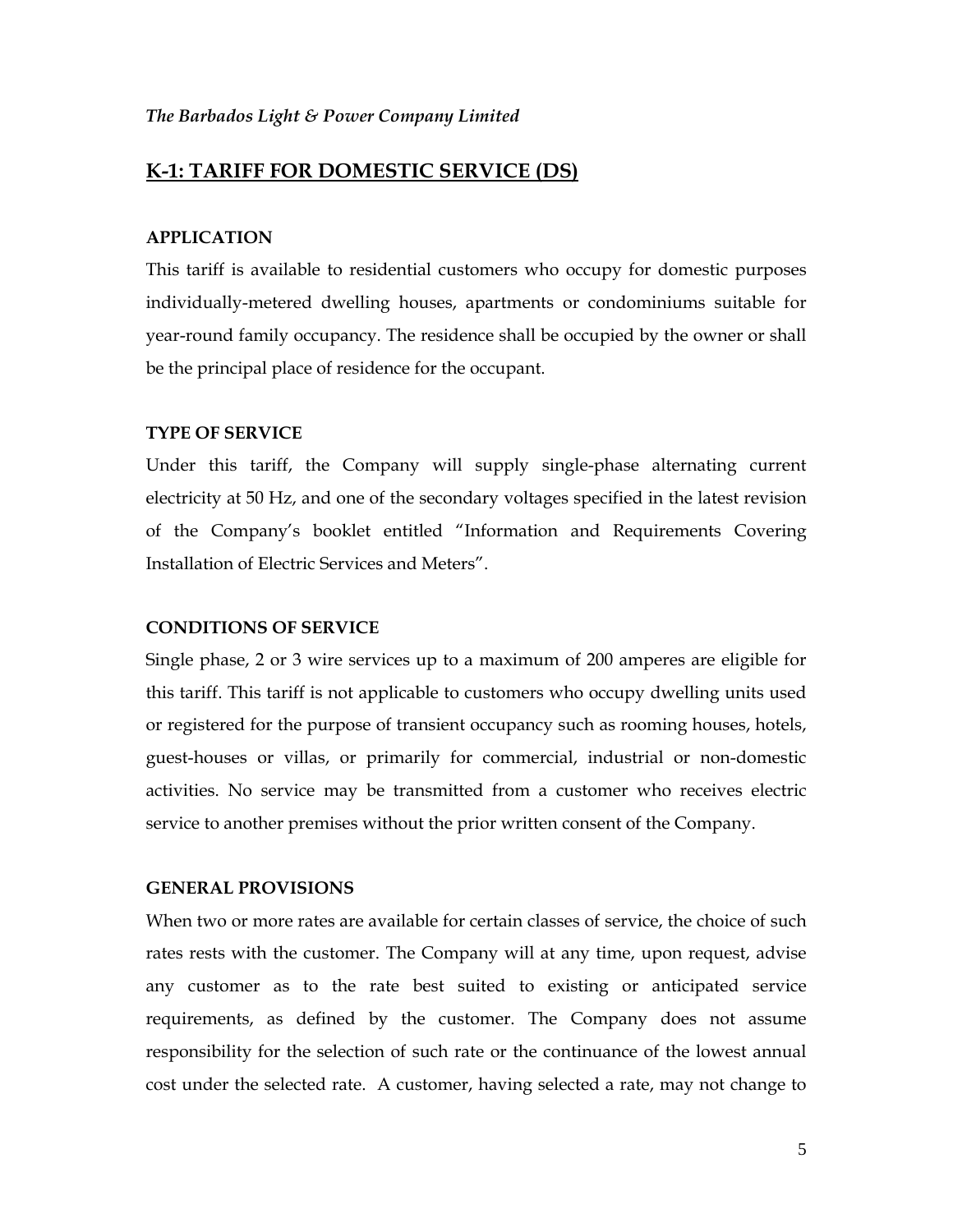*The Barbados Light & Power Company Limited*

## K-1: TARIFF FOR DOMESTIC SERVICE (DS)

### APPLICATION

This tariff is available to residential customers who occupy for domestic purposes individually-metered dwelling houses, apartments or condominiums suitable for year-round family occupancy. The residence shall be occupied by the owner or shall be the principal place of residence for the occupant.

### TYPE OF SERVICE

Under this tariff, the Company will supply single-phase alternating current electricity at 50 Hz, and one of the secondary voltages specified in the latest revision of the Company's booklet entitled "Information and Requirements Covering Installation of Electric Services and Meters".

### CONDITIONS OF SERVICE

Single phase, 2 or 3 wire services up to a maximum of 200 amperes are eligible for this tariff. This tariff is not applicable to customers who occupy dwelling units used or registered for the purpose of transient occupancy such as rooming houses, hotels, guest-houses or villas, or primarily for commercial, industrial or non-domestic activities. No service may be transmitted from a customer who receives electric service to another premises without the prior written consent of the Company.

### GENERAL PROVISIONS

When two or more rates are available for certain classes of service, the choice of such rates rests with the customer. The Company will at any time, upon request, advise any customer as to the rate best suited to existing or anticipated service requirements, as defined by the customer. The Company does not assume responsibility for the selection of such rate or the continuance of the lowest annual cost under the selected rate. A customer, having selected a rate, may not change to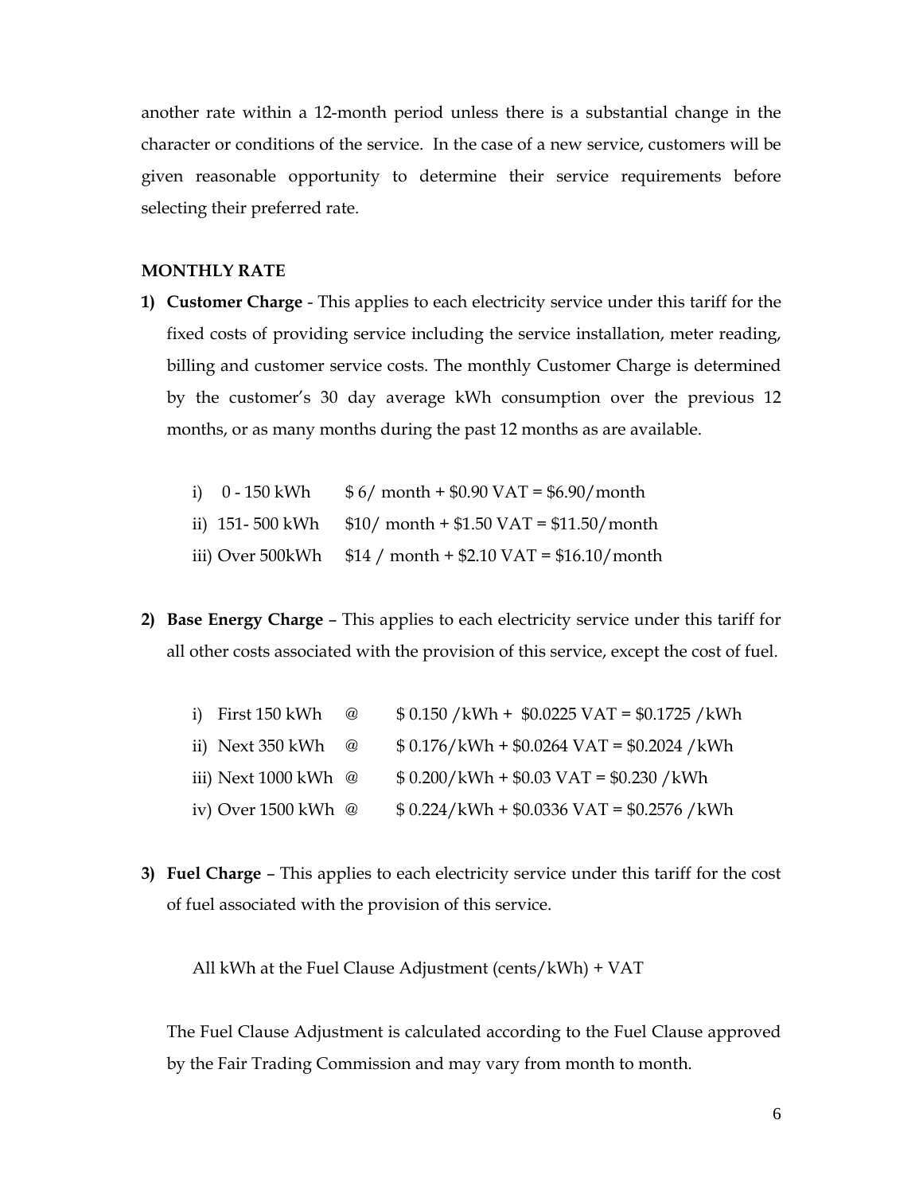another rate within a 12-month period unless there is a substantial change in the character or conditions of the service. In the case of a new service, customers will be given reasonable opportunity to determine their service requirements before selecting their preferred rate.

**MONTHLY RATE**

1) **Customer Charge** - This applies to each electricity service under this tariff for the fixed costs of providing service including the service installation, meter reading, billing and customer service costs. The monthly Customer Charge is determined by the customer's 30 day average kWh consumption over the previous 12 months, or as many months during the past 12 months as are available.

   i) 0 - 150 kWh $6/ month + $0.90 VAT = $6.90/month
   
   ii) 151- 500 kWh $10/ month + $1.50 VAT = $11.50/month
   
   iii) Over 500kWh $14 / month + $2.10 VAT = $16.10/month

2) **Base Energy Charge** – This applies to each electricity service under this tariff for all other costs associated with the provision of this service, except the cost of fuel.

   i) First 150 kWh @ $ 0.150 /kWh + $0.0225 VAT = $0.1725 /kWh
   
   ii) Next 350 kWh @ $ 0.176/kWh + $0.0264 VAT = $0.2024 /kWh
   
   iii) Next 1000 kWh @ $ 0.200/kWh + $0.03 VAT = $0.230 /kWh
   
   iv) Over 1500 kWh @ $ 0.224/kWh + $0.0336 VAT = $0.2576 /kWh

3) **Fuel Charge** – This applies to each electricity service under this tariff for the cost of fuel associated with the provision of this service.

   All kWh at the Fuel Clause Adjustment (cents/kWh) + VAT

   The Fuel Clause Adjustment is calculated according to the Fuel Clause approved by the Fair Trading Commission and may vary from month to month.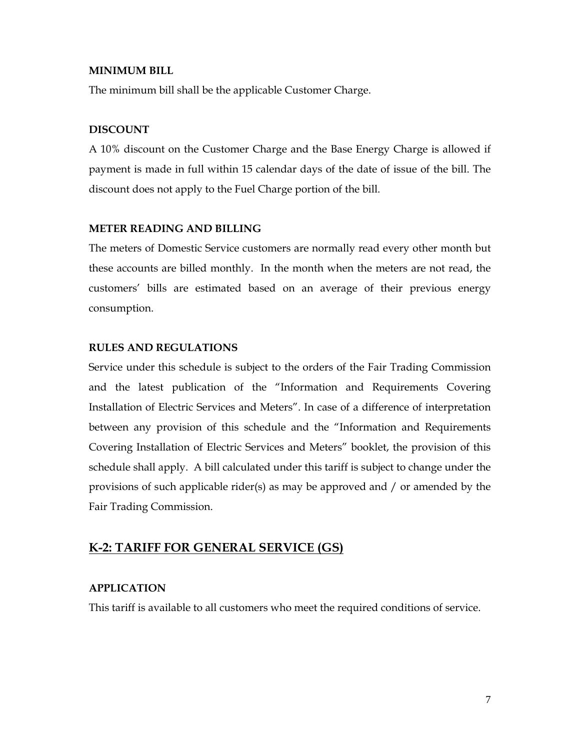#### MINIMUM BILL

The minimum bill shall be the applicable Customer Charge.

#### DISCOUNT

A 10% discount on the Customer Charge and the Base Energy Charge is allowed if payment is made in full within 15 calendar days of the date of issue of the bill. The discount does not apply to the Fuel Charge portion of the bill.

#### METER READING AND BILLING

The meters of Domestic Service customers are normally read every other month but these accounts are billed monthly. In the month when the meters are not read, the customers' bills are estimated based on an average of their previous energy consumption.

#### RULES AND REGULATIONS

Service under this schedule is subject to the orders of the Fair Trading Commission and the latest publication of the "Information and Requirements Covering Installation of Electric Services and Meters". In case of a difference of interpretation between any provision of this schedule and the "Information and Requirements Covering Installation of Electric Services and Meters" booklet, the provision of this schedule shall apply. A bill calculated under this tariff is subject to change under the provisions of such applicable rider(s) as may be approved and / or amended by the Fair Trading Commission.

## K-2: TARIFF FOR GENERAL SERVICE (GS)

#### APPLICATION

This tariff is available to all customers who meet the required conditions of service.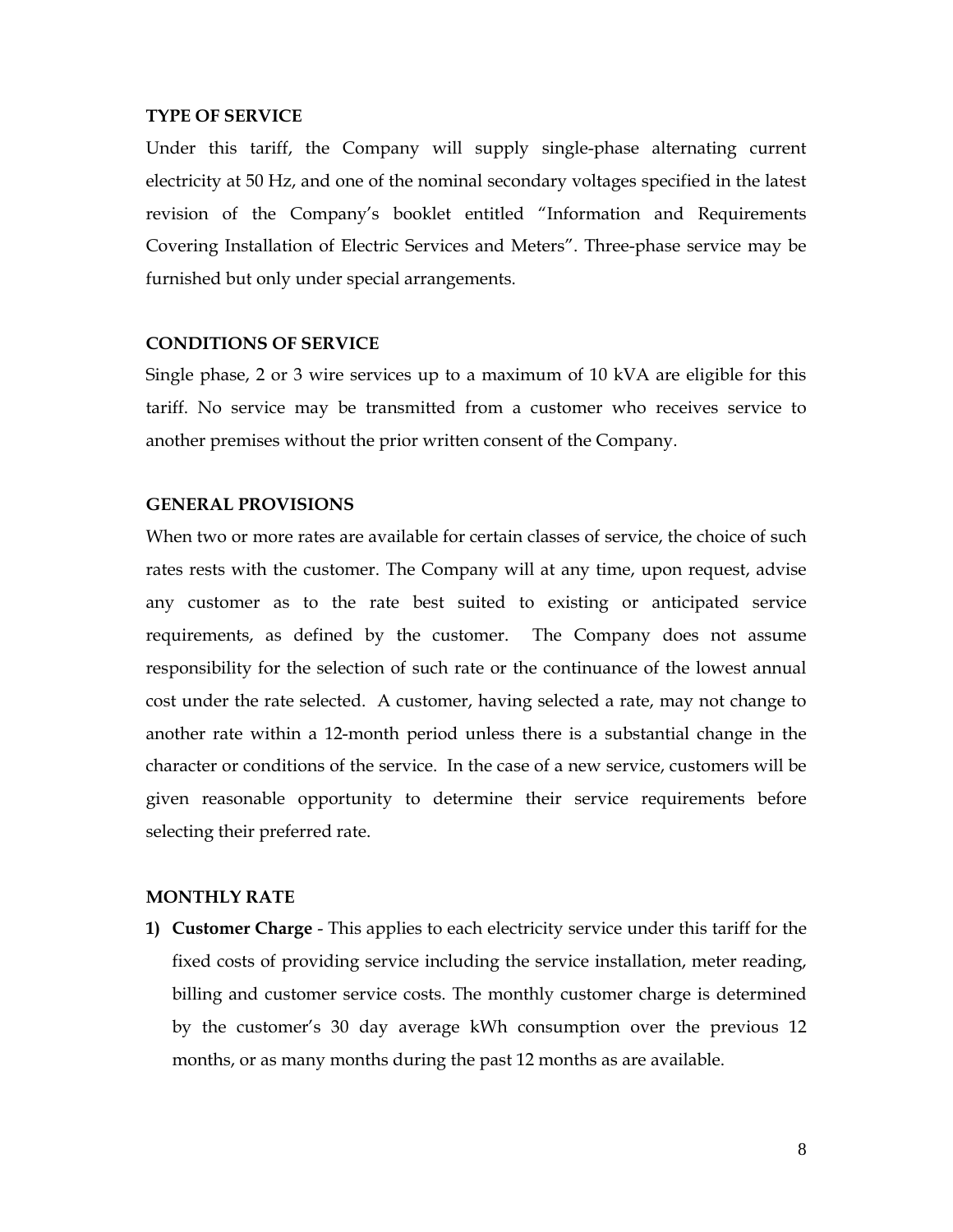**TYPE OF SERVICE**

Under this tariff, the Company will supply single-phase alternating current electricity at 50 Hz, and one of the nominal secondary voltages specified in the latest revision of the Company's booklet entitled "Information and Requirements Covering Installation of Electric Services and Meters". Three-phase service may be furnished but only under special arrangements.

**CONDITIONS OF SERVICE**

Single phase, 2 or 3 wire services up to a maximum of 10 kVA are eligible for this tariff. No service may be transmitted from a customer who receives service to another premises without the prior written consent of the Company.

**GENERAL PROVISIONS**

When two or more rates are available for certain classes of service, the choice of such rates rests with the customer. The Company will at any time, upon request, advise any customer as to the rate best suited to existing or anticipated service requirements, as defined by the customer. The Company does not assume responsibility for the selection of such rate or the continuance of the lowest annual cost under the rate selected. A customer, having selected a rate, may not change to another rate within a 12-month period unless there is a substantial change in the character or conditions of the service. In the case of a new service, customers will be given reasonable opportunity to determine their service requirements before selecting their preferred rate.

**MONTHLY RATE**

1) **Customer Charge** - This applies to each electricity service under this tariff for the fixed costs of providing service including the service installation, meter reading, billing and customer service costs. The monthly customer charge is determined by the customer's 30 day average kWh consumption over the previous 12 months, or as many months during the past 12 months as are available.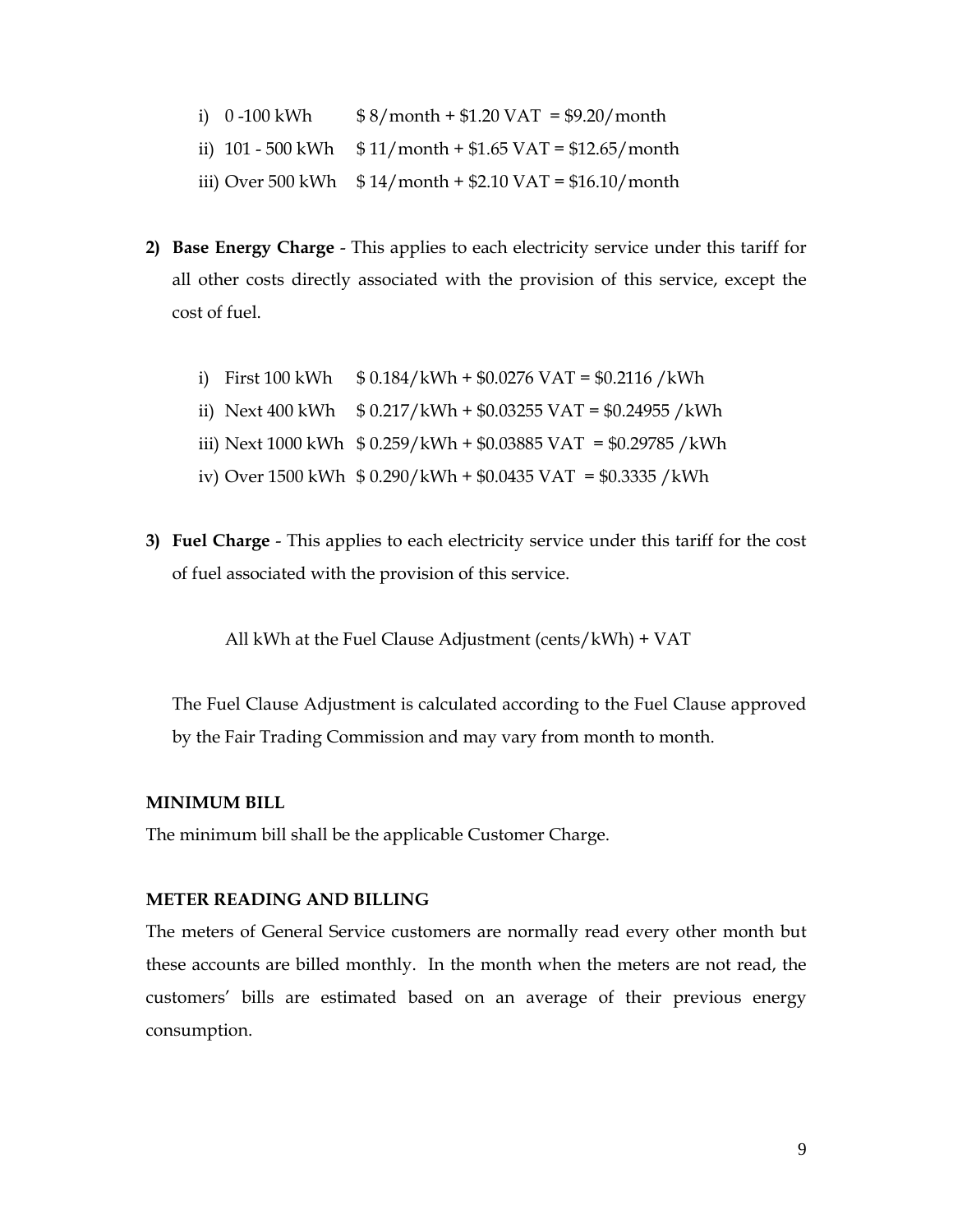i) 0 -100 kWh $8/month + $1.20 VAT = $9.20/month

ii) 101 - 500 kWh $11/month + $1.65 VAT = $12.65/month

iii) Over 500 kWh $14/month + $2.10 VAT = $16.10/month

2) **Base Energy Charge** - This applies to each electricity service under this tariff for all other costs directly associated with the provision of this service, except the cost of fuel.

   i) First 100 kWh $0.184/kWh + $0.0276 VAT = $0.2116 /kWh

   ii) Next 400 kWh $0.217/kWh + $0.03255 VAT = $0.24955 /kWh

   iii) Next 1000 kWh $0.259/kWh + $0.03885 VAT = $0.29785 /kWh

   iv) Over 1500 kWh $0.290/kWh + $0.0435 VAT = $0.3335 /kWh

3) **Fuel Charge** - This applies to each electricity service under this tariff for the cost of fuel associated with the provision of this service.

   All kWh at the Fuel Clause Adjustment (cents/kWh) + VAT

   The Fuel Clause Adjustment is calculated according to the Fuel Clause approved by the Fair Trading Commission and may vary from month to month.

**MINIMUM BILL**

The minimum bill shall be the applicable Customer Charge.

**METER READING AND BILLING**

The meters of General Service customers are normally read every other month but these accounts are billed monthly. In the month when the meters are not read, the customers' bills are estimated based on an average of their previous energy consumption.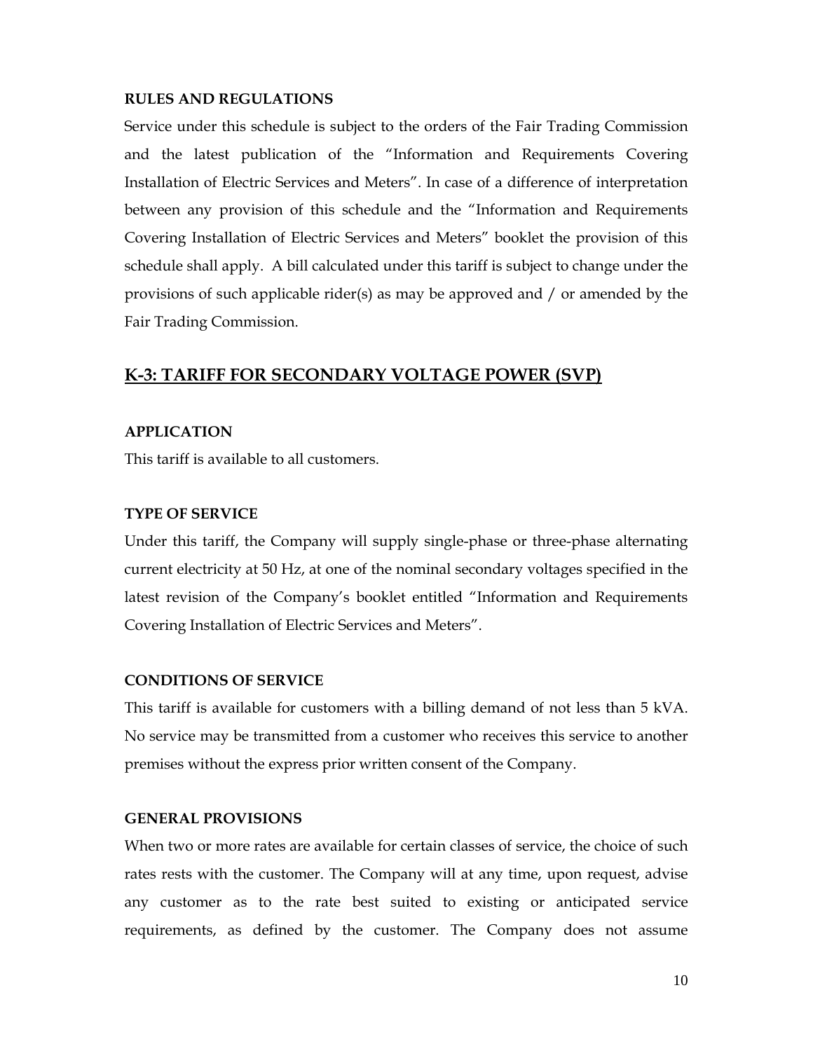**RULES AND REGULATIONS**

Service under this schedule is subject to the orders of the Fair Trading Commission and the latest publication of the "Information and Requirements Covering Installation of Electric Services and Meters". In case of a difference of interpretation between any provision of this schedule and the "Information and Requirements Covering Installation of Electric Services and Meters" booklet the provision of this schedule shall apply. A bill calculated under this tariff is subject to change under the provisions of such applicable rider(s) as may be approved and / or amended by the Fair Trading Commission.

## K-3: TARIFF FOR SECONDARY VOLTAGE POWER (SVP)

**APPLICATION**

This tariff is available to all customers.

**TYPE OF SERVICE**

Under this tariff, the Company will supply single-phase or three-phase alternating current electricity at 50 Hz, at one of the nominal secondary voltages specified in the latest revision of the Company's booklet entitled "Information and Requirements Covering Installation of Electric Services and Meters".

**CONDITIONS OF SERVICE**

This tariff is available for customers with a billing demand of not less than 5 kVA. No service may be transmitted from a customer who receives this service to another premises without the express prior written consent of the Company.

**GENERAL PROVISIONS**

When two or more rates are available for certain classes of service, the choice of such rates rests with the customer. The Company will at any time, upon request, advise any customer as to the rate best suited to existing or anticipated service requirements, as defined by the customer. The Company does not assume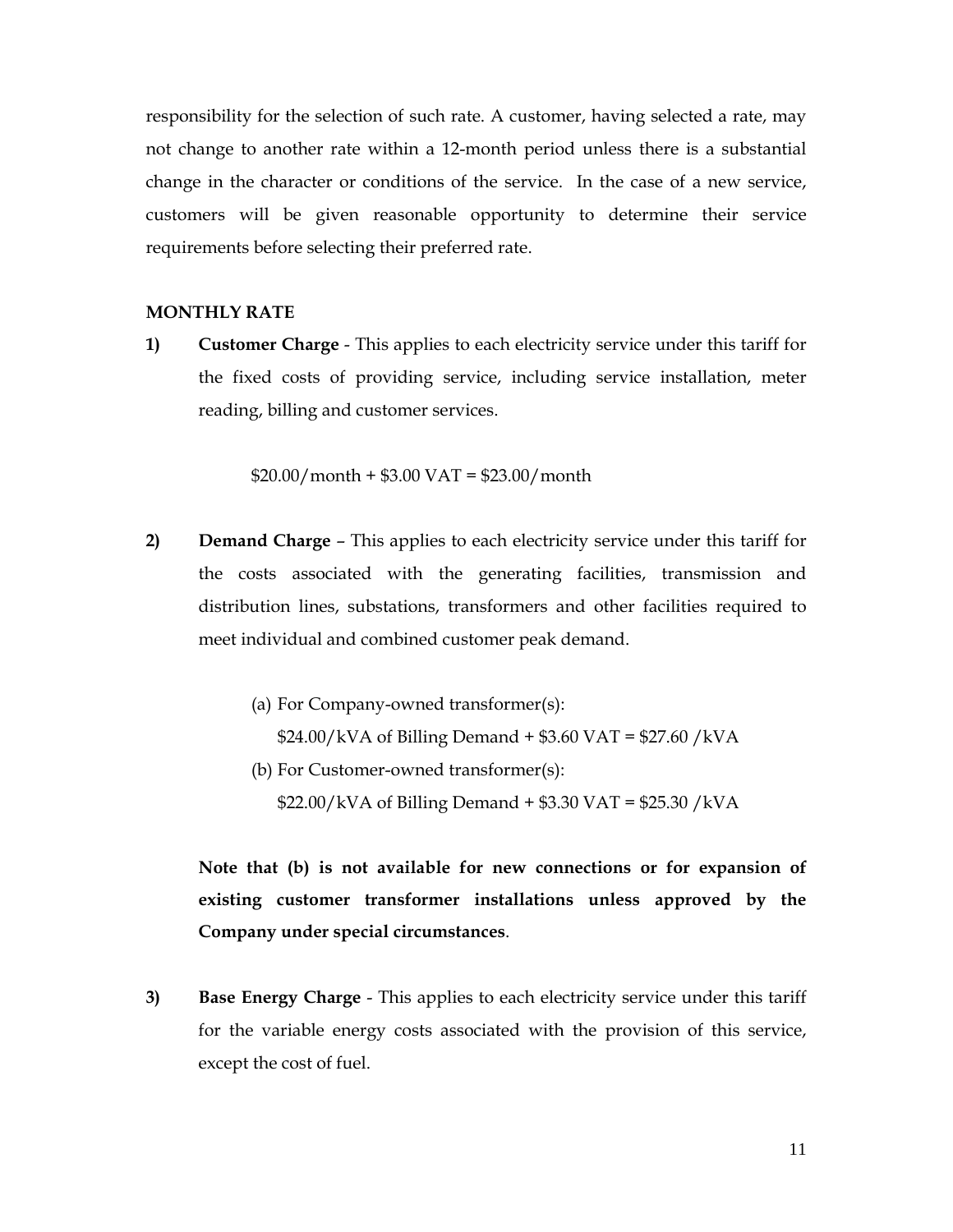responsibility for the selection of such rate. A customer, having selected a rate, may not change to another rate within a 12-month period unless there is a substantial change in the character or conditions of the service. In the case of a new service, customers will be given reasonable opportunity to determine their service requirements before selecting their preferred rate.

**MONTHLY RATE**

**1)** **Customer Charge** - This applies to each electricity service under this tariff for the fixed costs of providing service, including service installation, meter reading, billing and customer services.

$20.00/month + $3.00 VAT = $23.00/month

**2)** **Demand Charge** – This applies to each electricity service under this tariff for the costs associated with the generating facilities, transmission and distribution lines, substations, transformers and other facilities required to meet individual and combined customer peak demand.

(a) For Company-owned transformer(s):
$24.00/kVA of Billing Demand + $3.60 VAT = $27.60 /kVA

(b) For Customer-owned transformer(s):
$22.00/kVA of Billing Demand + $3.30 VAT = $25.30 /kVA

**Note that (b) is not available for new connections or for expansion of existing customer transformer installations unless approved by the Company under special circumstances**.

**3)** **Base Energy Charge** - This applies to each electricity service under this tariff for the variable energy costs associated with the provision of this service, except the cost of fuel.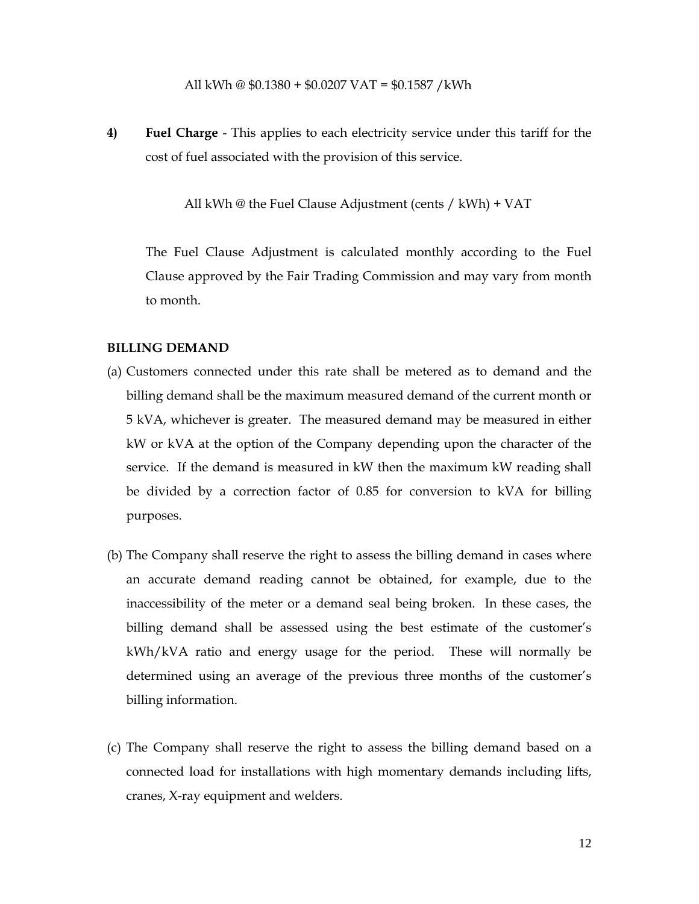All kWh @ $0.1380 + $0.0207 VAT = $0.1587 /kWh

**4)** **Fuel Charge** - This applies to each electricity service under this tariff for the cost of fuel associated with the provision of this service.

All kWh @ the Fuel Clause Adjustment (cents / kWh) + VAT

The Fuel Clause Adjustment is calculated monthly according to the Fuel Clause approved by the Fair Trading Commission and may vary from month to month.

**BILLING DEMAND**

(a) Customers connected under this rate shall be metered as to demand and the billing demand shall be the maximum measured demand of the current month or 5 kVA, whichever is greater. The measured demand may be measured in either kW or kVA at the option of the Company depending upon the character of the service. If the demand is measured in kW then the maximum kW reading shall be divided by a correction factor of 0.85 for conversion to kVA for billing purposes.

(b) The Company shall reserve the right to assess the billing demand in cases where an accurate demand reading cannot be obtained, for example, due to the inaccessibility of the meter or a demand seal being broken. In these cases, the billing demand shall be assessed using the best estimate of the customer's kWh/kVA ratio and energy usage for the period. These will normally be determined using an average of the previous three months of the customer's billing information.

(c) The Company shall reserve the right to assess the billing demand based on a connected load for installations with high momentary demands including lifts, cranes, X-ray equipment and welders.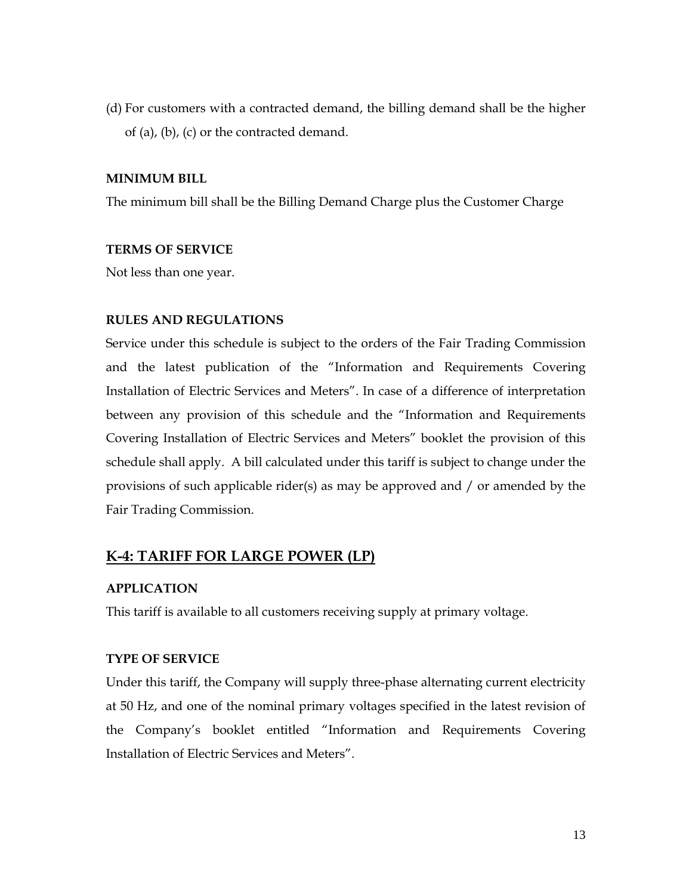(d) For customers with a contracted demand, the billing demand shall be the higher of (a), (b), (c) or the contracted demand.

**MINIMUM BILL**

The minimum bill shall be the Billing Demand Charge plus the Customer Charge

**TERMS OF SERVICE**

Not less than one year.

**RULES AND REGULATIONS**

Service under this schedule is subject to the orders of the Fair Trading Commission and the latest publication of the "Information and Requirements Covering Installation of Electric Services and Meters". In case of a difference of interpretation between any provision of this schedule and the "Information and Requirements Covering Installation of Electric Services and Meters" booklet the provision of this schedule shall apply. A bill calculated under this tariff is subject to change under the provisions of such applicable rider(s) as may be approved and / or amended by the Fair Trading Commission.

## K-4: TARIFF FOR LARGE POWER (LP)

**APPLICATION**

This tariff is available to all customers receiving supply at primary voltage.

**TYPE OF SERVICE**

Under this tariff, the Company will supply three-phase alternating current electricity at 50 Hz, and one of the nominal primary voltages specified in the latest revision of the Company's booklet entitled "Information and Requirements Covering Installation of Electric Services and Meters".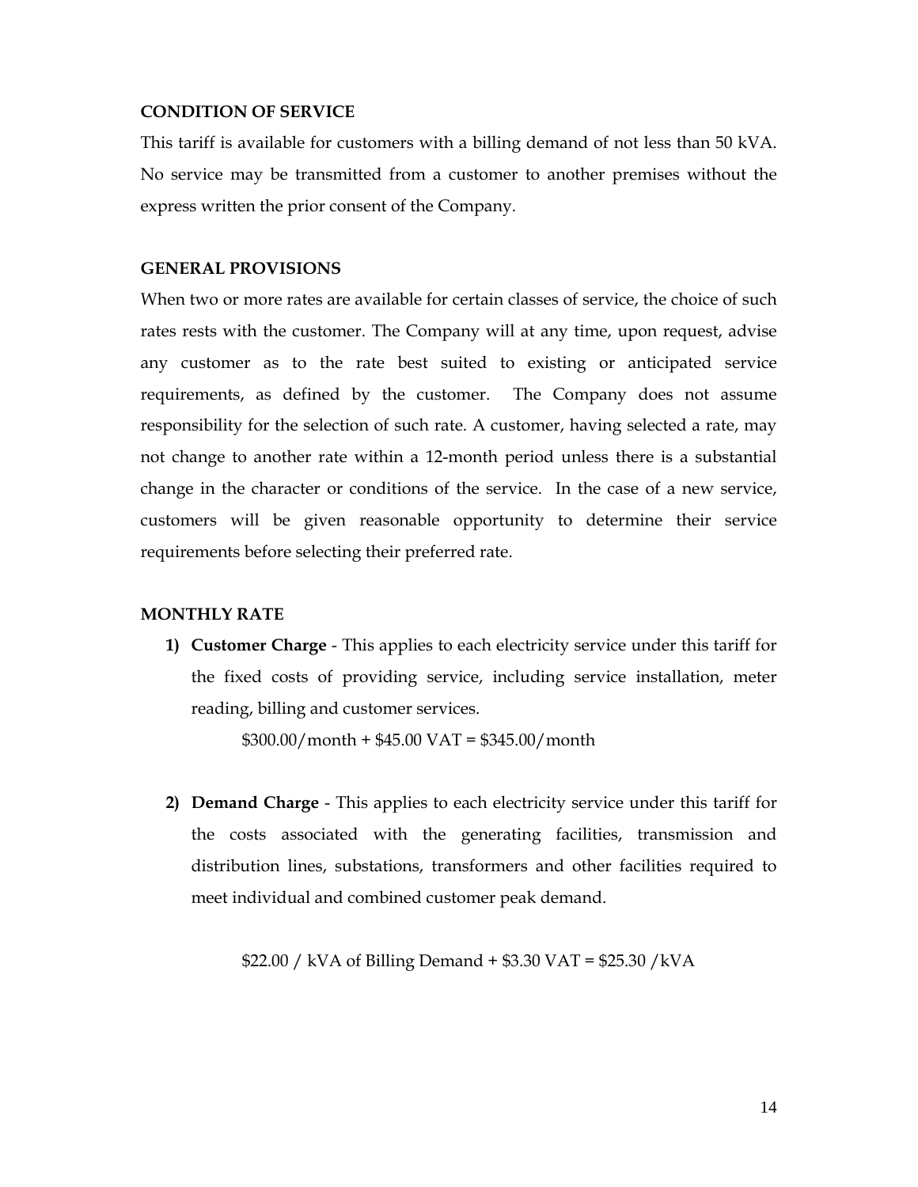**CONDITION OF SERVICE**

This tariff is available for customers with a billing demand of not less than 50 kVA. No service may be transmitted from a customer to another premises without the express written the prior consent of the Company.

**GENERAL PROVISIONS**

When two or more rates are available for certain classes of service, the choice of such rates rests with the customer. The Company will at any time, upon request, advise any customer as to the rate best suited to existing or anticipated service requirements, as defined by the customer. The Company does not assume responsibility for the selection of such rate. A customer, having selected a rate, may not change to another rate within a 12-month period unless there is a substantial change in the character or conditions of the service. In the case of a new service, customers will be given reasonable opportunity to determine their service requirements before selecting their preferred rate.

**MONTHLY RATE**

1) **Customer Charge** - This applies to each electricity service under this tariff for the fixed costs of providing service, including service installation, meter reading, billing and customer services.

   $300.00/month + $45.00 VAT = $345.00/month

2) **Demand Charge** - This applies to each electricity service under this tariff for the costs associated with the generating facilities, transmission and distribution lines, substations, transformers and other facilities required to meet individual and combined customer peak demand.

   $22.00 / kVA of Billing Demand + $3.30 VAT = $25.30 /kVA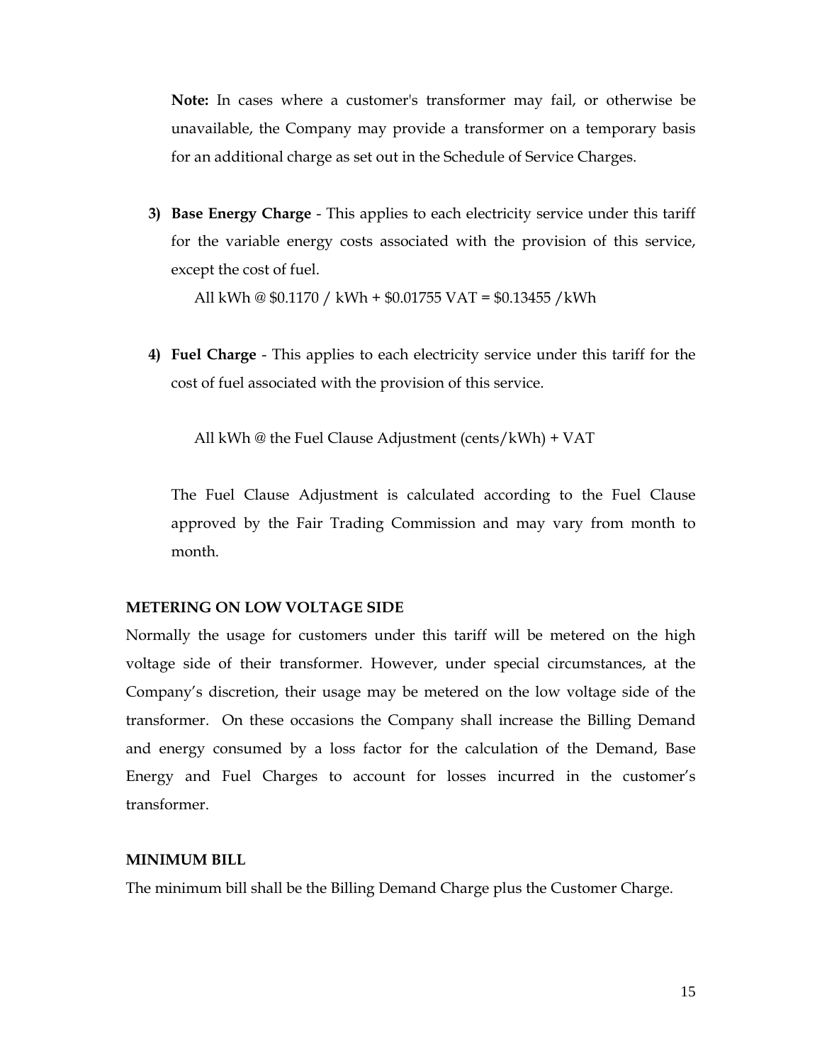**Note:** In cases where a customer's transformer may fail, or otherwise be unavailable, the Company may provide a transformer on a temporary basis for an additional charge as set out in the Schedule of Service Charges.

3) **Base Energy Charge** - This applies to each electricity service under this tariff for the variable energy costs associated with the provision of this service, except the cost of fuel.

   All kWh @ $0.1170 / kWh + $0.01755 VAT = $0.13455 /kWh

4) **Fuel Charge** - This applies to each electricity service under this tariff for the cost of fuel associated with the provision of this service.

   All kWh @ the Fuel Clause Adjustment (cents/kWh) + VAT

   The Fuel Clause Adjustment is calculated according to the Fuel Clause approved by the Fair Trading Commission and may vary from month to month.

**METERING ON LOW VOLTAGE SIDE**

Normally the usage for customers under this tariff will be metered on the high voltage side of their transformer. However, under special circumstances, at the Company's discretion, their usage may be metered on the low voltage side of the transformer. On these occasions the Company shall increase the Billing Demand and energy consumed by a loss factor for the calculation of the Demand, Base Energy and Fuel Charges to account for losses incurred in the customer's transformer.

**MINIMUM BILL**

The minimum bill shall be the Billing Demand Charge plus the Customer Charge.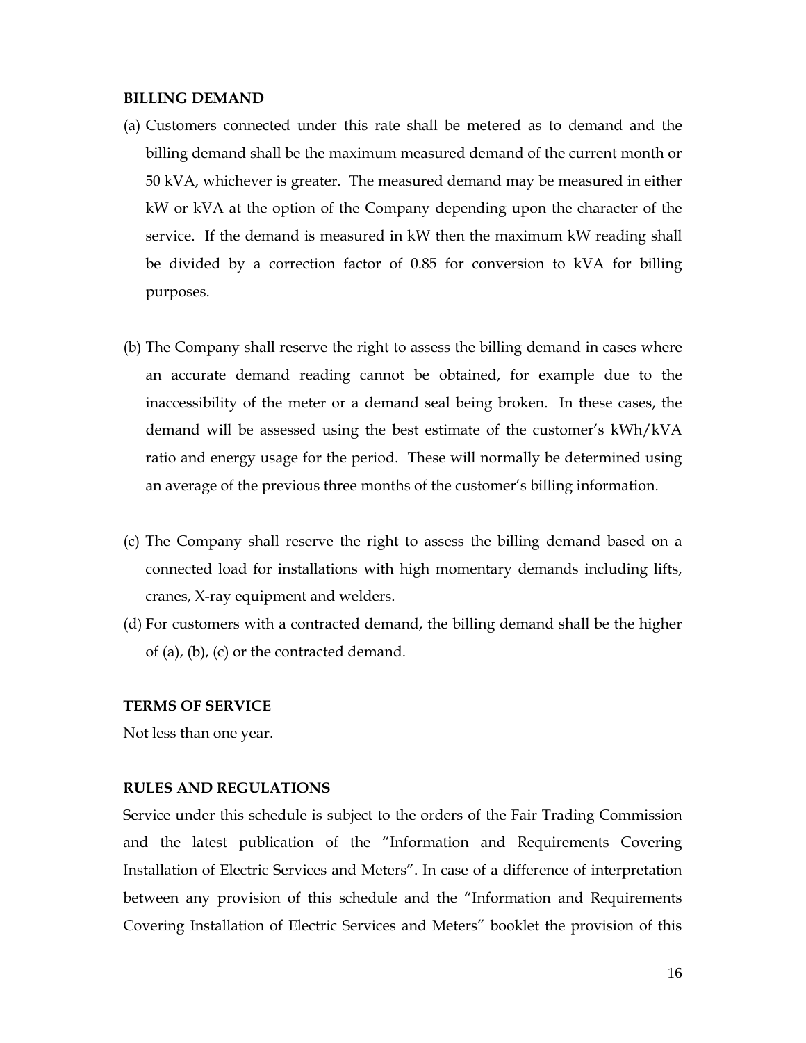**BILLING DEMAND**

(a) Customers connected under this rate shall be metered as to demand and the billing demand shall be the maximum measured demand of the current month or 50 kVA, whichever is greater. The measured demand may be measured in either kW or kVA at the option of the Company depending upon the character of the service. If the demand is measured in kW then the maximum kW reading shall be divided by a correction factor of 0.85 for conversion to kVA for billing purposes.

(b) The Company shall reserve the right to assess the billing demand in cases where an accurate demand reading cannot be obtained, for example due to the inaccessibility of the meter or a demand seal being broken. In these cases, the demand will be assessed using the best estimate of the customer's kWh/kVA ratio and energy usage for the period. These will normally be determined using an average of the previous three months of the customer's billing information.

(c) The Company shall reserve the right to assess the billing demand based on a connected load for installations with high momentary demands including lifts, cranes, X-ray equipment and welders.

(d) For customers with a contracted demand, the billing demand shall be the higher of (a), (b), (c) or the contracted demand.

**TERMS OF SERVICE**

Not less than one year.

**RULES AND REGULATIONS**

Service under this schedule is subject to the orders of the Fair Trading Commission and the latest publication of the "Information and Requirements Covering Installation of Electric Services and Meters". In case of a difference of interpretation between any provision of this schedule and the "Information and Requirements Covering Installation of Electric Services and Meters" booklet the provision of this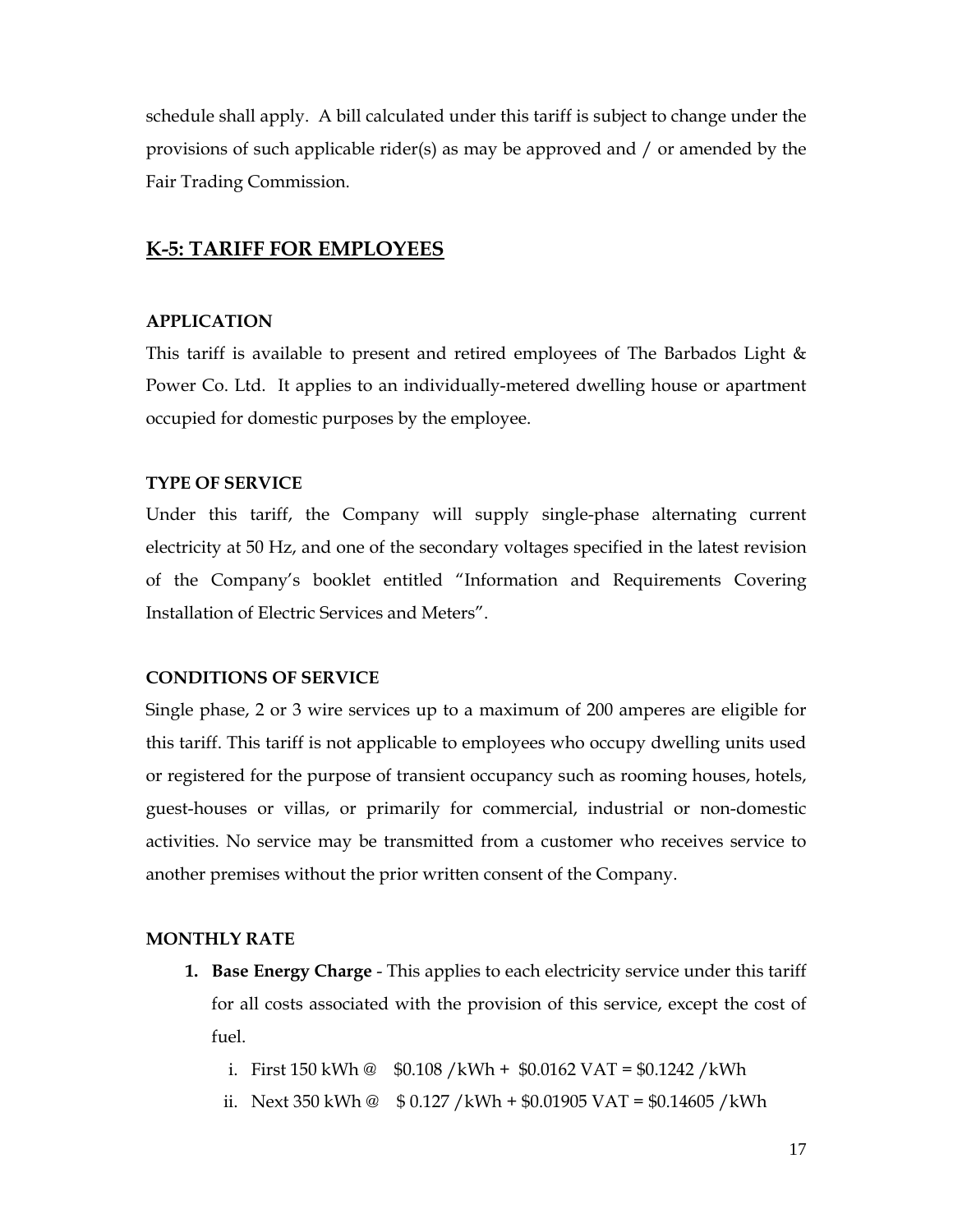schedule shall apply. A bill calculated under this tariff is subject to change under the provisions of such applicable rider(s) as may be approved and / or amended by the Fair Trading Commission.

## K-5: TARIFF FOR EMPLOYEES

### APPLICATION

This tariff is available to present and retired employees of The Barbados Light & Power Co. Ltd. It applies to an individually-metered dwelling house or apartment occupied for domestic purposes by the employee.

### TYPE OF SERVICE

Under this tariff, the Company will supply single-phase alternating current electricity at 50 Hz, and one of the secondary voltages specified in the latest revision of the Company's booklet entitled "Information and Requirements Covering Installation of Electric Services and Meters".

### CONDITIONS OF SERVICE

Single phase, 2 or 3 wire services up to a maximum of 200 amperes are eligible for this tariff. This tariff is not applicable to employees who occupy dwelling units used or registered for the purpose of transient occupancy such as rooming houses, hotels, guest-houses or villas, or primarily for commercial, industrial or non-domestic activities. No service may be transmitted from a customer who receives service to another premises without the prior written consent of the Company.

### MONTHLY RATE

1. **Base Energy Charge** - This applies to each electricity service under this tariff for all costs associated with the provision of this service, except the cost of fuel.
   i. First 150 kWh @ $0.108 /kWh + $0.0162 VAT = $0.1242 /kWh
   ii. Next 350 kWh @ $ 0.127 /kWh + $0.01905 VAT = $0.14605 /kWh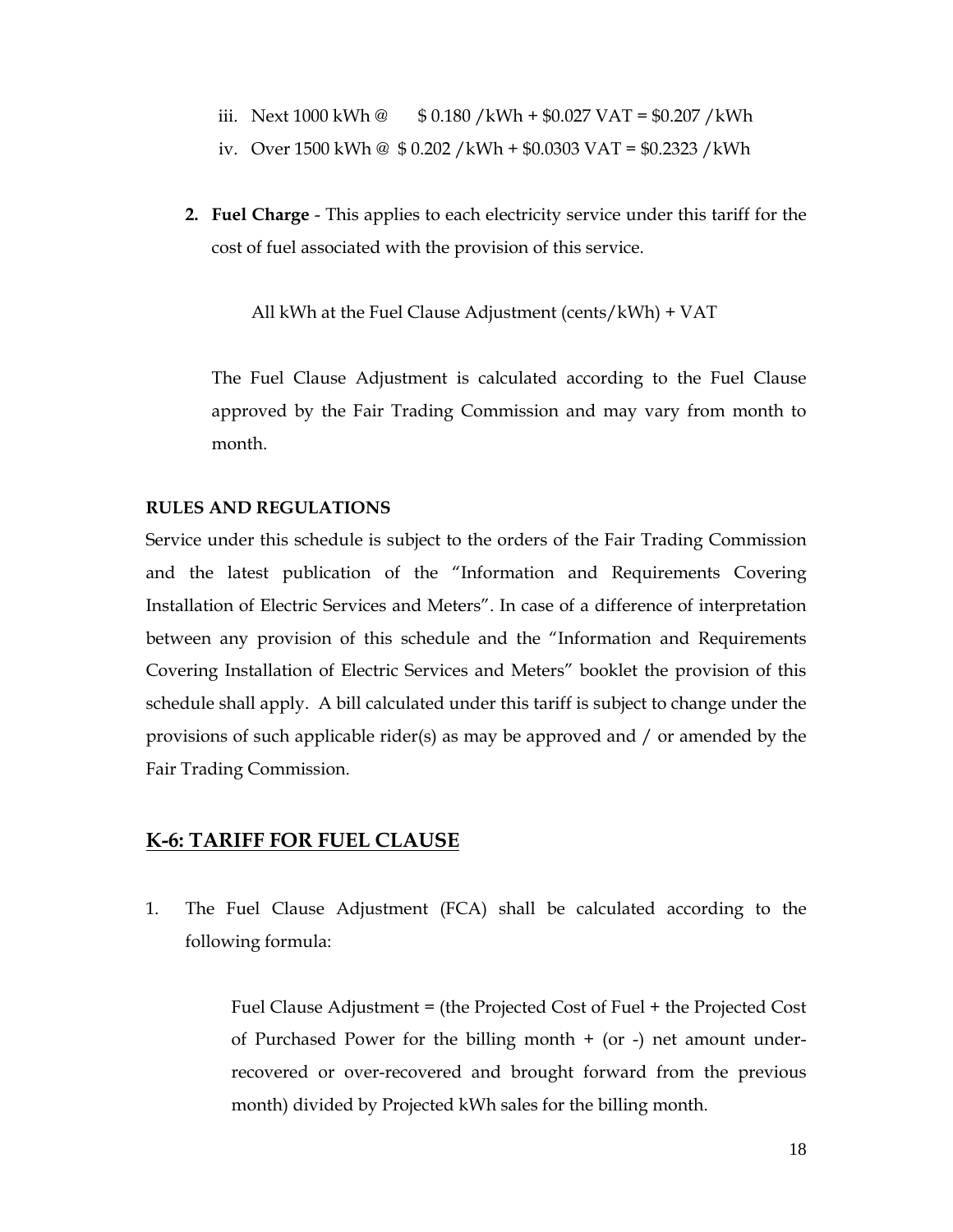iii. Next 1000 kWh @ $ 0.180 /kWh + $0.027 VAT = $0.207 /kWh

iv. Over 1500 kWh @ $ 0.202 /kWh + $0.0303 VAT = $0.2323 /kWh

2. **Fuel Charge** - This applies to each electricity service under this tariff for the cost of fuel associated with the provision of this service.

   All kWh at the Fuel Clause Adjustment (cents/kWh) + VAT

   The Fuel Clause Adjustment is calculated according to the Fuel Clause approved by the Fair Trading Commission and may vary from month to month.

**RULES AND REGULATIONS**

Service under this schedule is subject to the orders of the Fair Trading Commission and the latest publication of the "Information and Requirements Covering Installation of Electric Services and Meters". In case of a difference of interpretation between any provision of this schedule and the "Information and Requirements Covering Installation of Electric Services and Meters" booklet the provision of this schedule shall apply. A bill calculated under this tariff is subject to change under the provisions of such applicable rider(s) as may be approved and / or amended by the Fair Trading Commission.

## K-6: TARIFF FOR FUEL CLAUSE

1. The Fuel Clause Adjustment (FCA) shall be calculated according to the following formula:

   Fuel Clause Adjustment = (the Projected Cost of Fuel + the Projected Cost of Purchased Power for the billing month + (or -) net amount under-recovered or over-recovered and brought forward from the previous month) divided by Projected kWh sales for the billing month.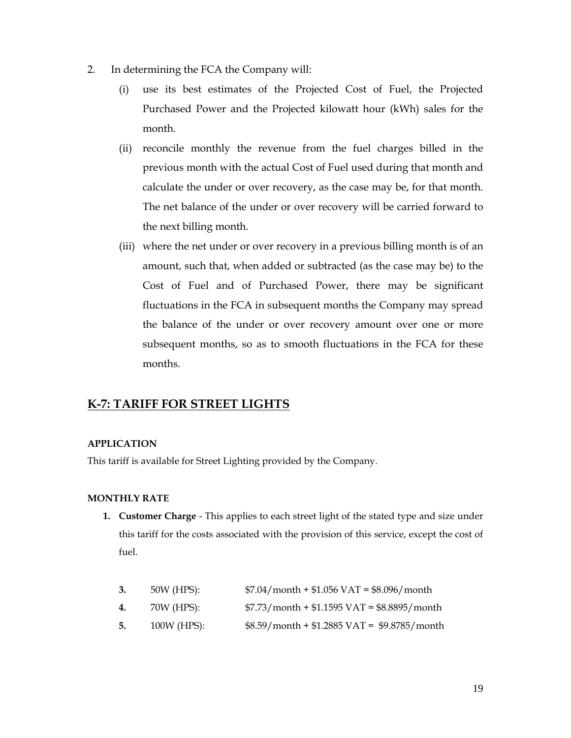2. In determining the FCA the Company will:

   (i) use its best estimates of the Projected Cost of Fuel, the Projected Purchased Power and the Projected kilowatt hour (kWh) sales for the month.

   (ii) reconcile monthly the revenue from the fuel charges billed in the previous month with the actual Cost of Fuel used during that month and calculate the under or over recovery, as the case may be, for that month. The net balance of the under or over recovery will be carried forward to the next billing month.

   (iii) where the net under or over recovery in a previous billing month is of an amount, such that, when added or subtracted (as the case may be) to the Cost of Fuel and of Purchased Power, there may be significant fluctuations in the FCA in subsequent months the Company may spread the balance of the under or over recovery amount over one or more subsequent months, so as to smooth fluctuations in the FCA for these months.

## K-7: TARIFF FOR STREET LIGHTS

**APPLICATION**

This tariff is available for Street Lighting provided by the Company.

**MONTHLY RATE**

1. **Customer Charge** - This applies to each street light of the stated type and size under this tariff for the costs associated with the provision of this service, except the cost of fuel.

| | | |
|---|---|---|
| **3.** | 50W (HPS): | $7.04/month + $1.056 VAT = $8.096/month |
| **4.** | 70W (HPS): | $7.73/month + $1.1595 VAT = $8.8895/month |
| **5.** | 100W (HPS): | $8.59/month + $1.2885 VAT = $9.8785/month |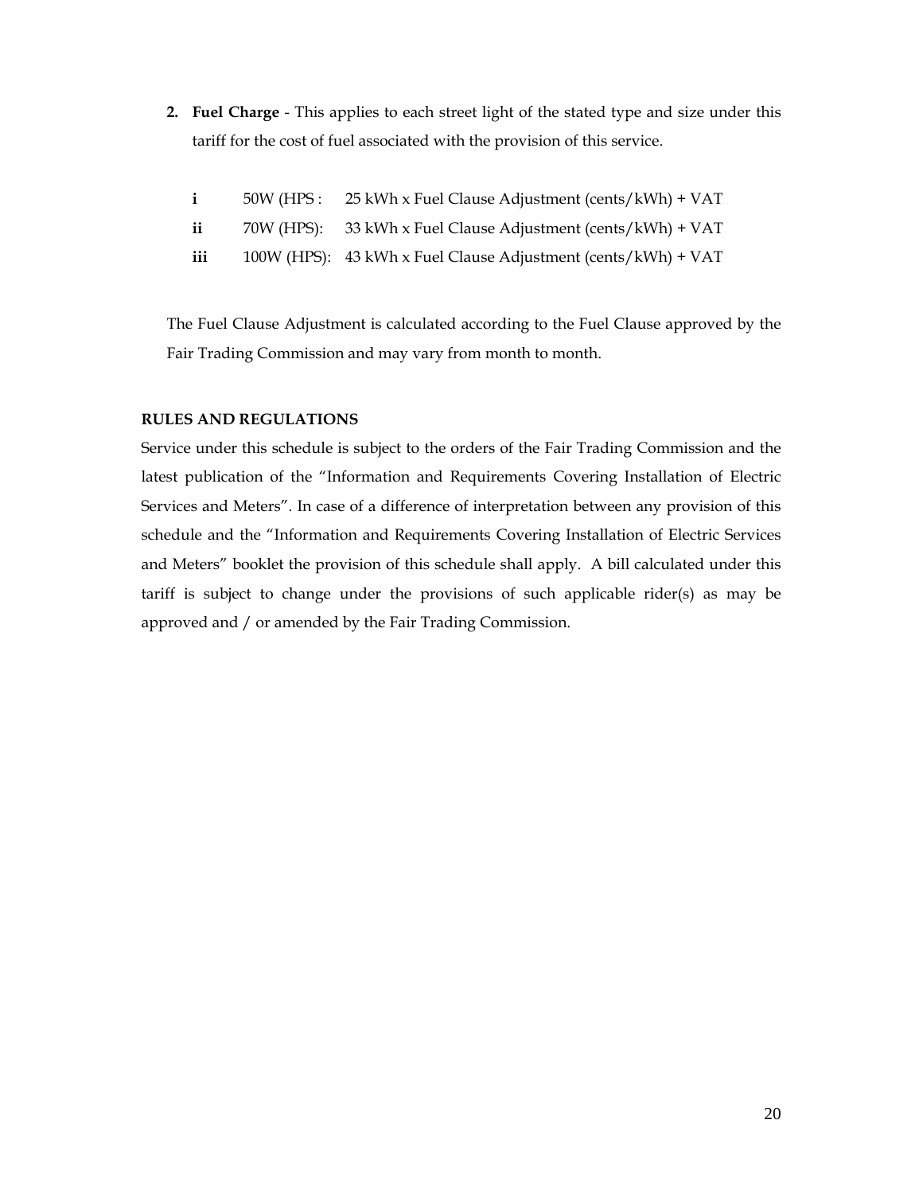2. **Fuel Charge** - This applies to each street light of the stated type and size under this tariff for the cost of fuel associated with the provision of this service.

   **i** 50W (HPS : 25 kWh x Fuel Clause Adjustment (cents/kWh) + VAT

   **ii** 70W (HPS): 33 kWh x Fuel Clause Adjustment (cents/kWh) + VAT

   **iii** 100W (HPS): 43 kWh x Fuel Clause Adjustment (cents/kWh) + VAT

   The Fuel Clause Adjustment is calculated according to the Fuel Clause approved by the Fair Trading Commission and may vary from month to month.

**RULES AND REGULATIONS**

Service under this schedule is subject to the orders of the Fair Trading Commission and the latest publication of the "Information and Requirements Covering Installation of Electric Services and Meters". In case of a difference of interpretation between any provision of this schedule and the "Information and Requirements Covering Installation of Electric Services and Meters" booklet the provision of this schedule shall apply. A bill calculated under this tariff is subject to change under the provisions of such applicable rider(s) as may be approved and / or amended by the Fair Trading Commission.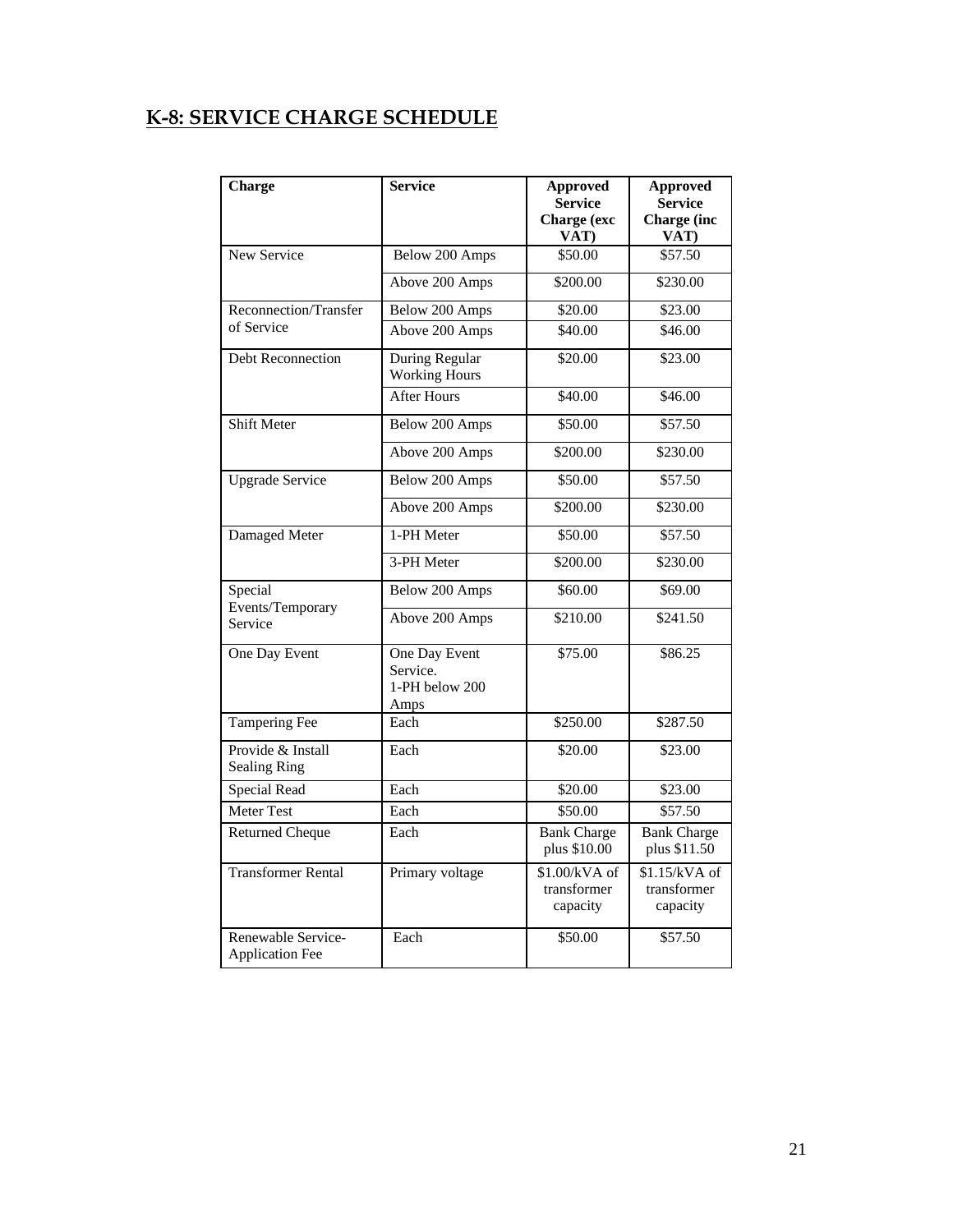## K-8: SERVICE CHARGE SCHEDULE

| Charge | Service | Approved Service Charge (exc VAT) | Approved Service Charge (inc VAT) |
|---|---|---|---|
| New Service | Below 200 Amps | $50.00 | $57.50 |
| | Above 200 Amps | $200.00 | $230.00 |
| Reconnection/Transfer of Service | Below 200 Amps | $20.00 | $23.00 |
| | Above 200 Amps | $40.00 | $46.00 |
| Debt Reconnection | During Regular Working Hours | $20.00 | $23.00 |
| | After Hours | $40.00 | $46.00 |
| Shift Meter | Below 200 Amps | $50.00 | $57.50 |
| | Above 200 Amps | $200.00 | $230.00 |
| Upgrade Service | Below 200 Amps | $50.00 | $57.50 |
| | Above 200 Amps | $200.00 | $230.00 |
| Damaged Meter | 1-PH Meter | $50.00 | $57.50 |
| | 3-PH Meter | $200.00 | $230.00 |
| Special Events/Temporary Service | Below 200 Amps | $60.00 | $69.00 |
| | Above 200 Amps | $210.00 | $241.50 |
| One Day Event | One Day Event Service. 1-PH below 200 Amps | $75.00 | $86.25 |
| Tampering Fee | Each | $250.00 | $287.50 |
| Provide & Install Sealing Ring | Each | $20.00 | $23.00 |
| Special Read | Each | $20.00 | $23.00 |
| Meter Test | Each | $50.00 | $57.50 |
| Returned Cheque | Each | Bank Charge plus $10.00 | Bank Charge plus $11.50 |
| Transformer Rental | Primary voltage | $1.00/kVA of transformer capacity | $1.15/kVA of transformer capacity |
| Renewable Service-Application Fee | Each | $50.00 | $57.50 |